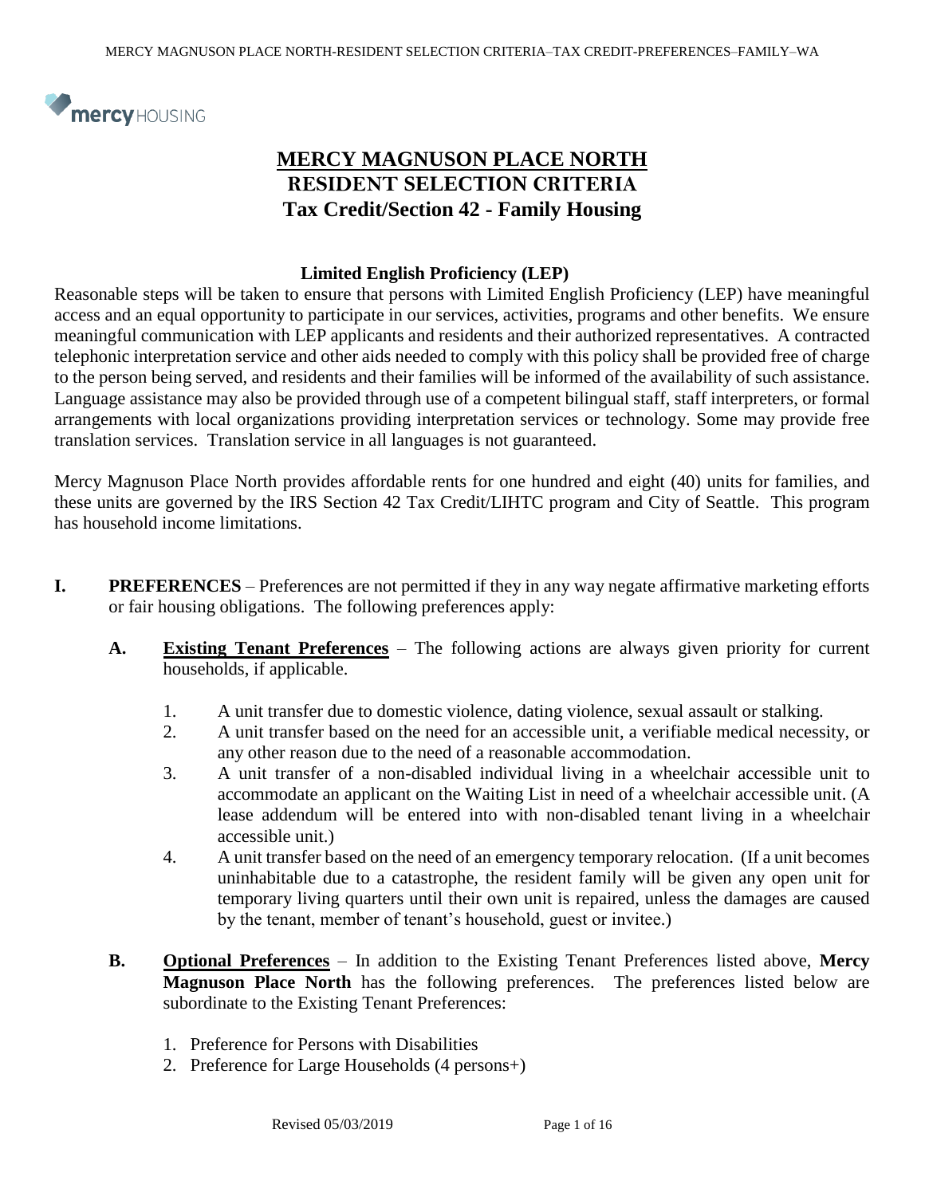# MERCY MAGNUSON PLACE NORTH
## RESIDENT SELECTION CRITERIA
## Tax Credit/Section 42 - Family Housing

### Limited English Proficiency (LEP)

Reasonable steps will be taken to ensure that persons with Limited English Proficiency (LEP) have meaningful access and an equal opportunity to participate in our services, activities, programs and other benefits. We ensure meaningful communication with LEP applicants and residents and their authorized representatives. A contracted telephonic interpretation service and other aids needed to comply with this policy shall be provided free of charge to the person being served, and residents and their families will be informed of the availability of such assistance. Language assistance may also be provided through use of a competent bilingual staff, staff interpreters, or formal arrangements with local organizations providing interpretation services or technology. Some may provide free translation services. Translation service in all languages is not guaranteed.

Mercy Magnuson Place North provides affordable rents for one hundred and eight (40) units for families, and these units are governed by the IRS Section 42 Tax Credit/LIHTC program and City of Seattle. This program has household income limitations.

**I. PREFERENCES** – Preferences are not permitted if they in any way negate affirmative marketing efforts or fair housing obligations. The following preferences apply:

**A. Existing Tenant Preferences** – The following actions are always given priority for current households, if applicable.

1. A unit transfer due to domestic violence, dating violence, sexual assault or stalking.
2. A unit transfer based on the need for an accessible unit, a verifiable medical necessity, or any other reason due to the need of a reasonable accommodation.
3. A unit transfer of a non-disabled individual living in a wheelchair accessible unit to accommodate an applicant on the Waiting List in need of a wheelchair accessible unit. (A lease addendum will be entered into with non-disabled tenant living in a wheelchair accessible unit.)
4. A unit transfer based on the need of an emergency temporary relocation. (If a unit becomes uninhabitable due to a catastrophe, the resident family will be given any open unit for temporary living quarters until their own unit is repaired, unless the damages are caused by the tenant, member of tenant's household, guest or invitee.)

**B. Optional Preferences** – In addition to the Existing Tenant Preferences listed above, **Mercy Magnuson Place North** has the following preferences. The preferences listed below are subordinate to the Existing Tenant Preferences:

1. Preference for Persons with Disabilities
2. Preference for Large Households (4 persons+)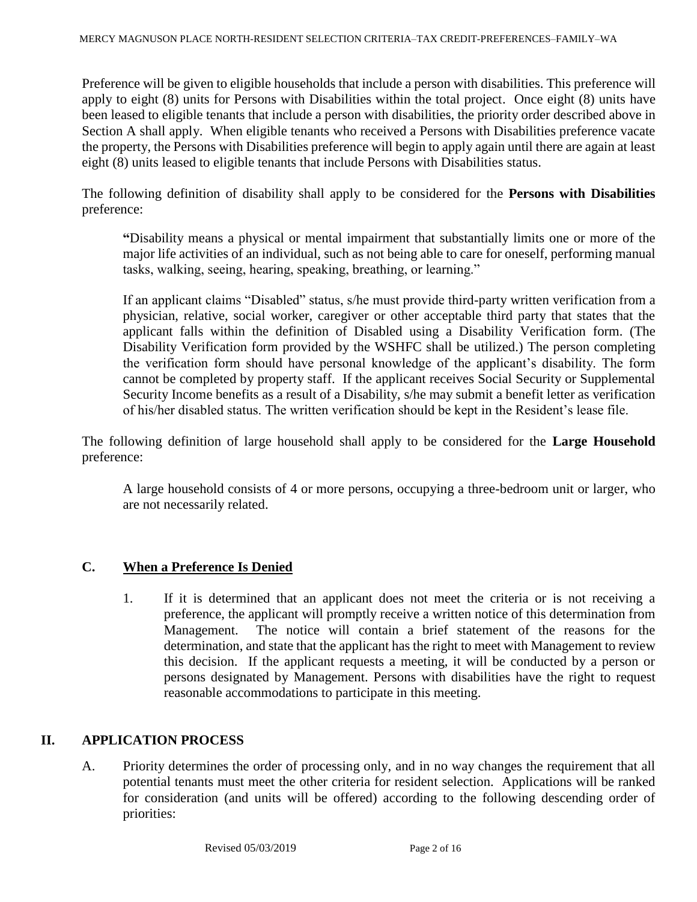Preference will be given to eligible households that include a person with disabilities. This preference will apply to eight (8) units for Persons with Disabilities within the total project. Once eight (8) units have been leased to eligible tenants that include a person with disabilities, the priority order described above in Section A shall apply. When eligible tenants who received a Persons with Disabilities preference vacate the property, the Persons with Disabilities preference will begin to apply again until there are again at least eight (8) units leased to eligible tenants that include Persons with Disabilities status.

The following definition of disability shall apply to be considered for the **Persons with Disabilities** preference:

> **"**Disability means a physical or mental impairment that substantially limits one or more of the major life activities of an individual, such as not being able to care for oneself, performing manual tasks, walking, seeing, hearing, speaking, breathing, or learning."
>
> If an applicant claims "Disabled" status, s/he must provide third-party written verification from a physician, relative, social worker, caregiver or other acceptable third party that states that the applicant falls within the definition of Disabled using a Disability Verification form. (The Disability Verification form provided by the WSHFC shall be utilized.) The person completing the verification form should have personal knowledge of the applicant's disability. The form cannot be completed by property staff. If the applicant receives Social Security or Supplemental Security Income benefits as a result of a Disability, s/he may submit a benefit letter as verification of his/her disabled status. The written verification should be kept in the Resident's lease file.

The following definition of large household shall apply to be considered for the **Large Household** preference:

> A large household consists of 4 or more persons, occupying a three-bedroom unit or larger, who are not necessarily related.

### C. When a Preference Is Denied

1. If it is determined that an applicant does not meet the criteria or is not receiving a preference, the applicant will promptly receive a written notice of this determination from Management. The notice will contain a brief statement of the reasons for the determination, and state that the applicant has the right to meet with Management to review this decision. If the applicant requests a meeting, it will be conducted by a person or persons designated by Management. Persons with disabilities have the right to request reasonable accommodations to participate in this meeting.

## II. APPLICATION PROCESS

A. Priority determines the order of processing only, and in no way changes the requirement that all potential tenants must meet the other criteria for resident selection. Applications will be ranked for consideration (and units will be offered) according to the following descending order of priorities: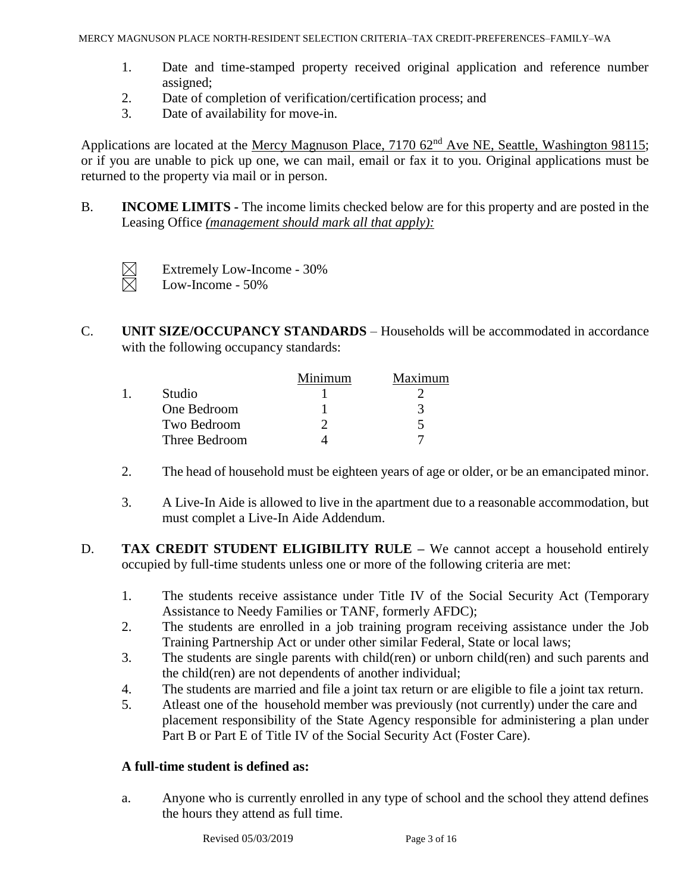1. Date and time-stamped property received original application and reference number assigned;
2. Date of completion of verification/certification process; and
3. Date of availability for move-in.

Applications are located at the Mercy Magnuson Place, 7170 62nd Ave NE, Seattle, Washington 98115; or if you are unable to pick up one, we can mail, email or fax it to you. Original applications must be returned to the property via mail or in person.

B. **INCOME LIMITS -** The income limits checked below are for this property and are posted in the Leasing Office *(management should mark all that apply):*

- ☒ Extremely Low-Income - 30%
- ☒ Low-Income - 50%

C. **UNIT SIZE/OCCUPANCY STANDARDS** – Households will be accommodated in accordance with the following occupancy standards:

1.

| | Minimum | Maximum |
|---|---|---|
| Studio | 1 | 2 |
| One Bedroom | 1 | 3 |
| Two Bedroom | 2 | 5 |
| Three Bedroom | 4 | 7 |

2. The head of household must be eighteen years of age or older, or be an emancipated minor.
3. A Live-In Aide is allowed to live in the apartment due to a reasonable accommodation, but must complet a Live-In Aide Addendum.

D. **TAX CREDIT STUDENT ELIGIBILITY RULE –** We cannot accept a household entirely occupied by full-time students unless one or more of the following criteria are met:

1. The students receive assistance under Title IV of the Social Security Act (Temporary Assistance to Needy Families or TANF, formerly AFDC);
2. The students are enrolled in a job training program receiving assistance under the Job Training Partnership Act or under other similar Federal, State or local laws;
3. The students are single parents with child(ren) or unborn child(ren) and such parents and the child(ren) are not dependents of another individual;
4. The students are married and file a joint tax return or are eligible to file a joint tax return.
5. Atleast one of the household member was previously (not currently) under the care and placement responsibility of the State Agency responsible for administering a plan under Part B or Part E of Title IV of the Social Security Act (Foster Care).

**A full-time student is defined as:**

a. Anyone who is currently enrolled in any type of school and the school they attend defines the hours they attend as full time.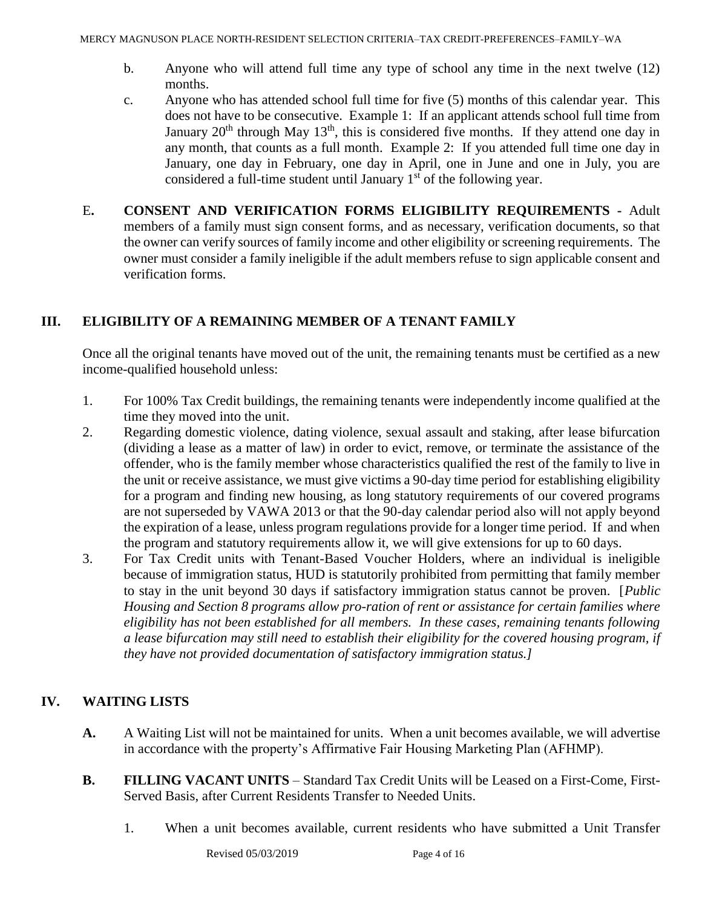b. Anyone who will attend full time any type of school any time in the next twelve (12) months.

c. Anyone who has attended school full time for five (5) months of this calendar year. This does not have to be consecutive. Example 1: If an applicant attends school full time from January 20th through May 13th, this is considered five months. If they attend one day in any month, that counts as a full month. Example 2: If you attended full time one day in January, one day in February, one day in April, one in June and one in July, you are considered a full-time student until January 1st of the following year.

E. **CONSENT AND VERIFICATION FORMS ELIGIBILITY REQUIREMENTS -** Adult members of a family must sign consent forms, and as necessary, verification documents, so that the owner can verify sources of family income and other eligibility or screening requirements. The owner must consider a family ineligible if the adult members refuse to sign applicable consent and verification forms.

## III. ELIGIBILITY OF A REMAINING MEMBER OF A TENANT FAMILY

Once all the original tenants have moved out of the unit, the remaining tenants must be certified as a new income-qualified household unless:

1. For 100% Tax Credit buildings, the remaining tenants were independently income qualified at the time they moved into the unit.
2. Regarding domestic violence, dating violence, sexual assault and staking, after lease bifurcation (dividing a lease as a matter of law) in order to evict, remove, or terminate the assistance of the offender, who is the family member whose characteristics qualified the rest of the family to live in the unit or receive assistance, we must give victims a 90-day time period for establishing eligibility for a program and finding new housing, as long statutory requirements of our covered programs are not superseded by VAWA 2013 or that the 90-day calendar period also will not apply beyond the expiration of a lease, unless program regulations provide for a longer time period. If and when the program and statutory requirements allow it, we will give extensions for up to 60 days.
3. For Tax Credit units with Tenant-Based Voucher Holders, where an individual is ineligible because of immigration status, HUD is statutorily prohibited from permitting that family member to stay in the unit beyond 30 days if satisfactory immigration status cannot be proven. [*Public Housing and Section 8 programs allow pro-ration of rent or assistance for certain families where eligibility has not been established for all members. In these cases, remaining tenants following a lease bifurcation may still need to establish their eligibility for the covered housing program, if they have not provided documentation of satisfactory immigration status.]*

## IV. WAITING LISTS

**A.** A Waiting List will not be maintained for units. When a unit becomes available, we will advertise in accordance with the property's Affirmative Fair Housing Marketing Plan (AFHMP).

**B. FILLING VACANT UNITS** – Standard Tax Credit Units will be Leased on a First-Come, First-Served Basis, after Current Residents Transfer to Needed Units.

1. When a unit becomes available, current residents who have submitted a Unit Transfer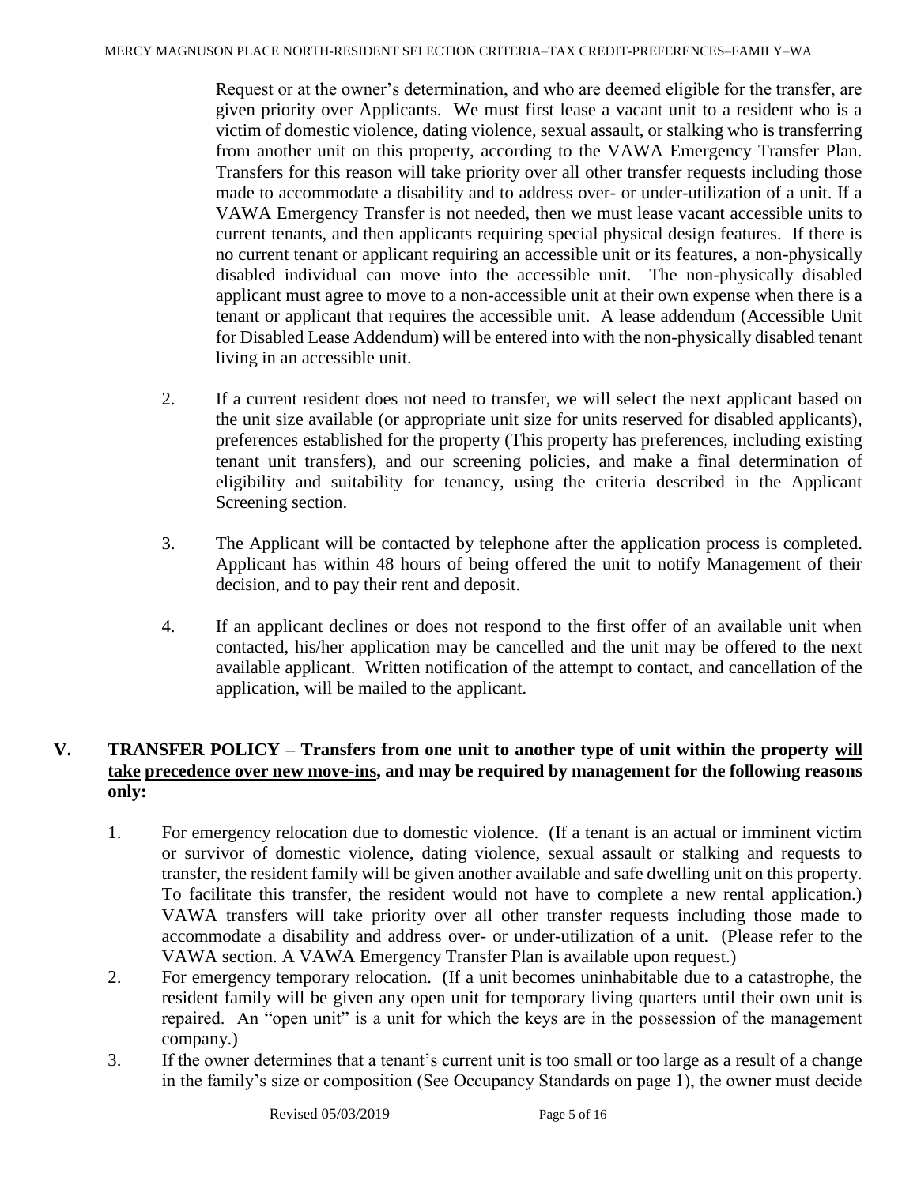Request or at the owner's determination, and who are deemed eligible for the transfer, are given priority over Applicants. We must first lease a vacant unit to a resident who is a victim of domestic violence, dating violence, sexual assault, or stalking who is transferring from another unit on this property, according to the VAWA Emergency Transfer Plan. Transfers for this reason will take priority over all other transfer requests including those made to accommodate a disability and to address over- or under-utilization of a unit. If a VAWA Emergency Transfer is not needed, then we must lease vacant accessible units to current tenants, and then applicants requiring special physical design features. If there is no current tenant or applicant requiring an accessible unit or its features, a non-physically disabled individual can move into the accessible unit. The non-physically disabled applicant must agree to move to a non-accessible unit at their own expense when there is a tenant or applicant that requires the accessible unit. A lease addendum (Accessible Unit for Disabled Lease Addendum) will be entered into with the non-physically disabled tenant living in an accessible unit.

2. If a current resident does not need to transfer, we will select the next applicant based on the unit size available (or appropriate unit size for units reserved for disabled applicants), preferences established for the property (This property has preferences, including existing tenant unit transfers), and our screening policies, and make a final determination of eligibility and suitability for tenancy, using the criteria described in the Applicant Screening section.

3. The Applicant will be contacted by telephone after the application process is completed. Applicant has within 48 hours of being offered the unit to notify Management of their decision, and to pay their rent and deposit.

4. If an applicant declines or does not respond to the first offer of an available unit when contacted, his/her application may be cancelled and the unit may be offered to the next available applicant. Written notification of the attempt to contact, and cancellation of the application, will be mailed to the applicant.

## V. TRANSFER POLICY – Transfers from one unit to another type of unit within the property <u>will take</u> <u>precedence over new move-ins</u>, and may be required by management for the following reasons only:

1. For emergency relocation due to domestic violence. (If a tenant is an actual or imminent victim or survivor of domestic violence, dating violence, sexual assault or stalking and requests to transfer, the resident family will be given another available and safe dwelling unit on this property. To facilitate this transfer, the resident would not have to complete a new rental application.) VAWA transfers will take priority over all other transfer requests including those made to accommodate a disability and address over- or under-utilization of a unit. (Please refer to the VAWA section. A VAWA Emergency Transfer Plan is available upon request.)
2. For emergency temporary relocation. (If a unit becomes uninhabitable due to a catastrophe, the resident family will be given any open unit for temporary living quarters until their own unit is repaired. An "open unit" is a unit for which the keys are in the possession of the management company.)
3. If the owner determines that a tenant's current unit is too small or too large as a result of a change in the family's size or composition (See Occupancy Standards on page 1), the owner must decide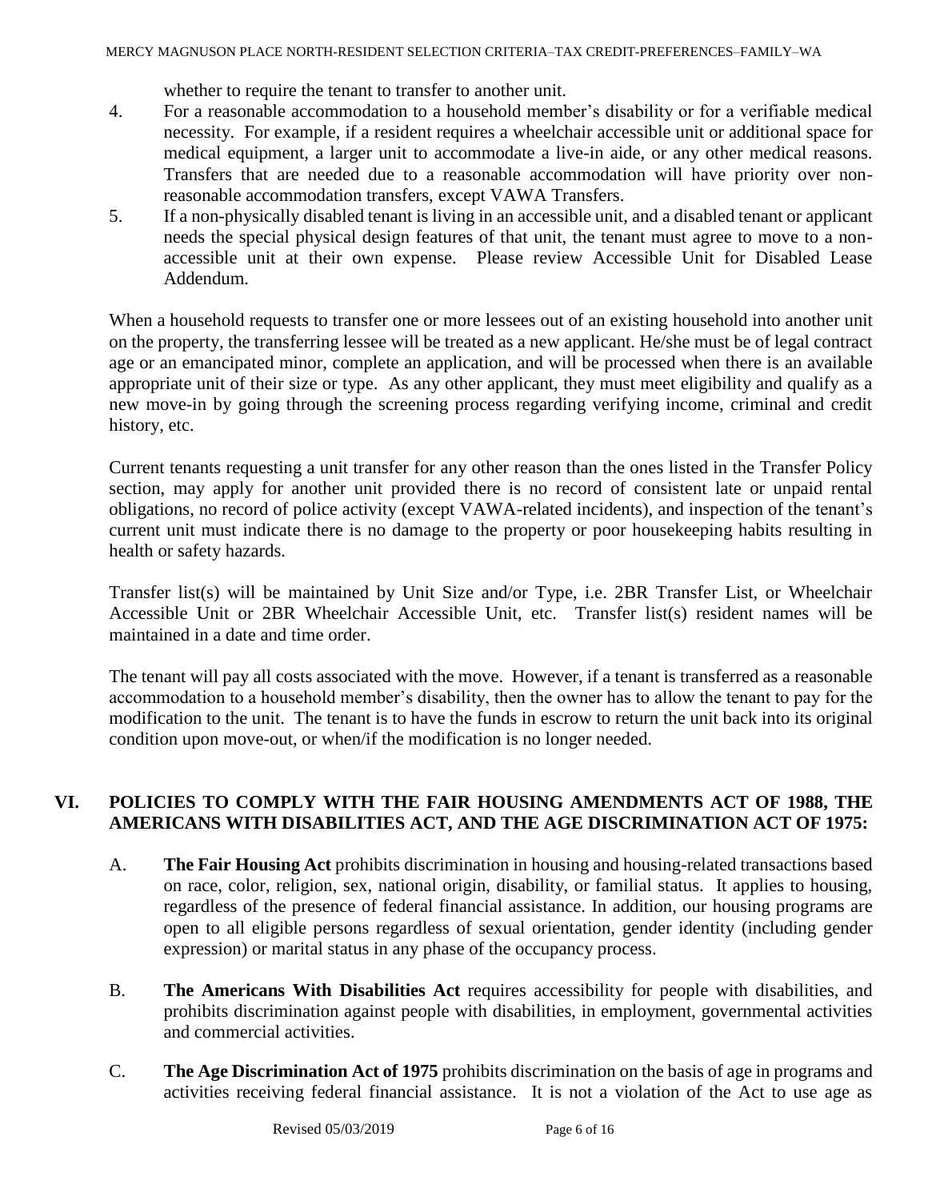whether to require the tenant to transfer to another unit.

4. For a reasonable accommodation to a household member's disability or for a verifiable medical necessity. For example, if a resident requires a wheelchair accessible unit or additional space for medical equipment, a larger unit to accommodate a live-in aide, or any other medical reasons. Transfers that are needed due to a reasonable accommodation will have priority over non-reasonable accommodation transfers, except VAWA Transfers.
5. If a non-physically disabled tenant is living in an accessible unit, and a disabled tenant or applicant needs the special physical design features of that unit, the tenant must agree to move to a non-accessible unit at their own expense. Please review Accessible Unit for Disabled Lease Addendum.

When a household requests to transfer one or more lessees out of an existing household into another unit on the property, the transferring lessee will be treated as a new applicant. He/she must be of legal contract age or an emancipated minor, complete an application, and will be processed when there is an available appropriate unit of their size or type. As any other applicant, they must meet eligibility and qualify as a new move-in by going through the screening process regarding verifying income, criminal and credit history, etc.

Current tenants requesting a unit transfer for any other reason than the ones listed in the Transfer Policy section, may apply for another unit provided there is no record of consistent late or unpaid rental obligations, no record of police activity (except VAWA-related incidents), and inspection of the tenant's current unit must indicate there is no damage to the property or poor housekeeping habits resulting in health or safety hazards.

Transfer list(s) will be maintained by Unit Size and/or Type, i.e. 2BR Transfer List, or Wheelchair Accessible Unit or 2BR Wheelchair Accessible Unit, etc. Transfer list(s) resident names will be maintained in a date and time order.

The tenant will pay all costs associated with the move. However, if a tenant is transferred as a reasonable accommodation to a household member's disability, then the owner has to allow the tenant to pay for the modification to the unit. The tenant is to have the funds in escrow to return the unit back into its original condition upon move-out, or when/if the modification is no longer needed.

## VI. POLICIES TO COMPLY WITH THE FAIR HOUSING AMENDMENTS ACT OF 1988, THE AMERICANS WITH DISABILITIES ACT, AND THE AGE DISCRIMINATION ACT OF 1975:

A. **The Fair Housing Act** prohibits discrimination in housing and housing-related transactions based on race, color, religion, sex, national origin, disability, or familial status. It applies to housing, regardless of the presence of federal financial assistance. In addition, our housing programs are open to all eligible persons regardless of sexual orientation, gender identity (including gender expression) or marital status in any phase of the occupancy process.

B. **The Americans With Disabilities Act** requires accessibility for people with disabilities, and prohibits discrimination against people with disabilities, in employment, governmental activities and commercial activities.

C. **The Age Discrimination Act of 1975** prohibits discrimination on the basis of age in programs and activities receiving federal financial assistance. It is not a violation of the Act to use age as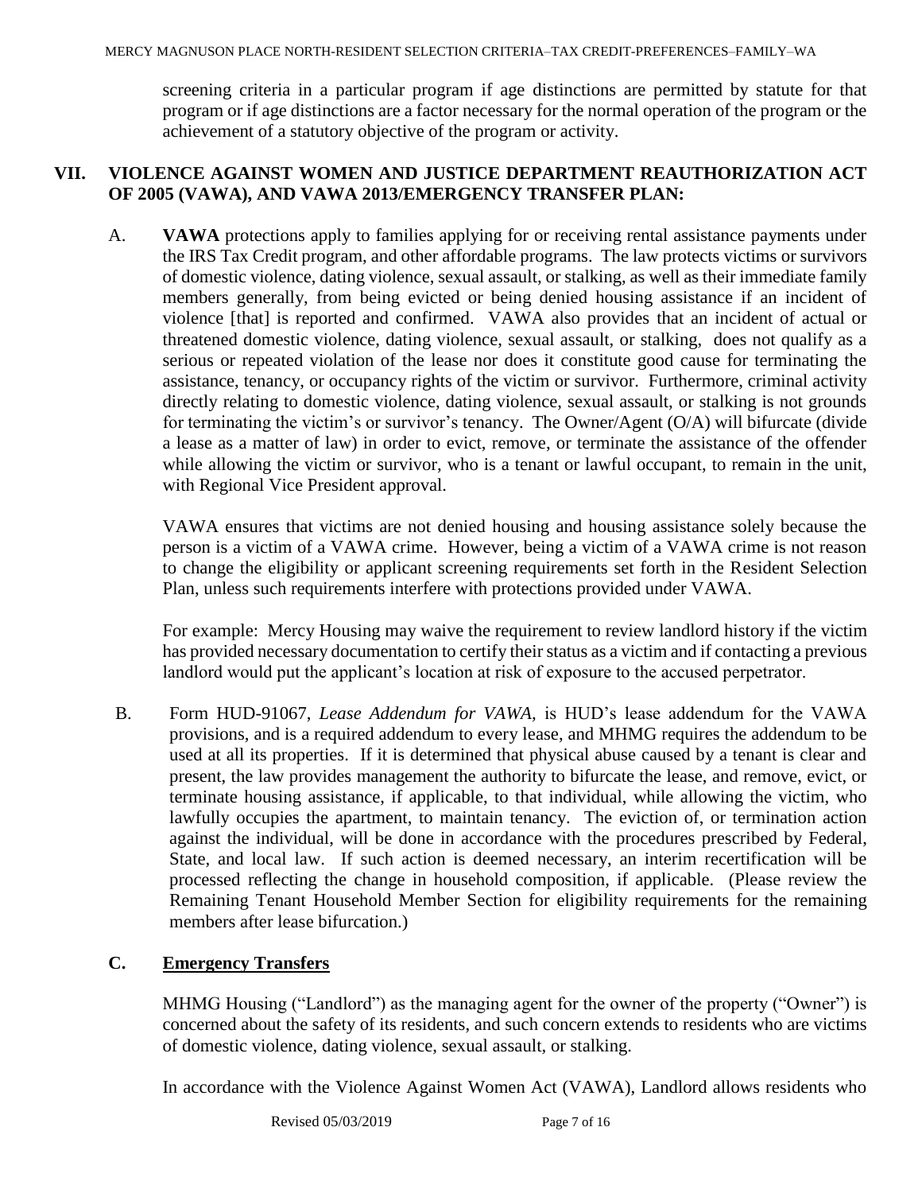screening criteria in a particular program if age distinctions are permitted by statute for that program or if age distinctions are a factor necessary for the normal operation of the program or the achievement of a statutory objective of the program or activity.

## VII. VIOLENCE AGAINST WOMEN AND JUSTICE DEPARTMENT REAUTHORIZATION ACT OF 2005 (VAWA), AND VAWA 2013/EMERGENCY TRANSFER PLAN:

A. **VAWA** protections apply to families applying for or receiving rental assistance payments under the IRS Tax Credit program, and other affordable programs. The law protects victims or survivors of domestic violence, dating violence, sexual assault, or stalking, as well as their immediate family members generally, from being evicted or being denied housing assistance if an incident of violence [that] is reported and confirmed. VAWA also provides that an incident of actual or threatened domestic violence, dating violence, sexual assault, or stalking, does not qualify as a serious or repeated violation of the lease nor does it constitute good cause for terminating the assistance, tenancy, or occupancy rights of the victim or survivor. Furthermore, criminal activity directly relating to domestic violence, dating violence, sexual assault, or stalking is not grounds for terminating the victim's or survivor's tenancy. The Owner/Agent (O/A) will bifurcate (divide a lease as a matter of law) in order to evict, remove, or terminate the assistance of the offender while allowing the victim or survivor, who is a tenant or lawful occupant, to remain in the unit, with Regional Vice President approval.

VAWA ensures that victims are not denied housing and housing assistance solely because the person is a victim of a VAWA crime. However, being a victim of a VAWA crime is not reason to change the eligibility or applicant screening requirements set forth in the Resident Selection Plan, unless such requirements interfere with protections provided under VAWA.

For example: Mercy Housing may waive the requirement to review landlord history if the victim has provided necessary documentation to certify their status as a victim and if contacting a previous landlord would put the applicant's location at risk of exposure to the accused perpetrator.

B. Form HUD-91067, *Lease Addendum for VAWA,* is HUD's lease addendum for the VAWA provisions, and is a required addendum to every lease, and MHMG requires the addendum to be used at all its properties. If it is determined that physical abuse caused by a tenant is clear and present, the law provides management the authority to bifurcate the lease, and remove, evict, or terminate housing assistance, if applicable, to that individual, while allowing the victim, who lawfully occupies the apartment, to maintain tenancy. The eviction of, or termination action against the individual, will be done in accordance with the procedures prescribed by Federal, State, and local law. If such action is deemed necessary, an interim recertification will be processed reflecting the change in household composition, if applicable. (Please review the Remaining Tenant Household Member Section for eligibility requirements for the remaining members after lease bifurcation.)

### C. Emergency Transfers

MHMG Housing ("Landlord") as the managing agent for the owner of the property ("Owner") is concerned about the safety of its residents, and such concern extends to residents who are victims of domestic violence, dating violence, sexual assault, or stalking.

In accordance with the Violence Against Women Act (VAWA), Landlord allows residents who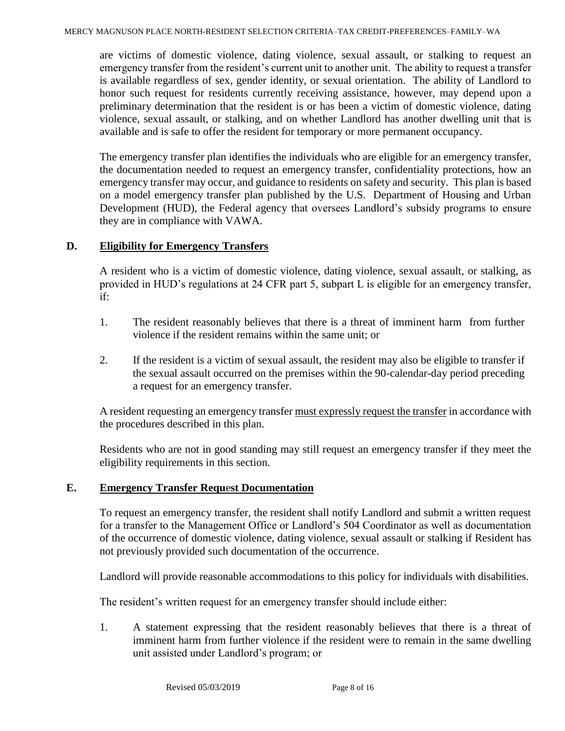are victims of domestic violence, dating violence, sexual assault, or stalking to request an emergency transfer from the resident's current unit to another unit. The ability to request a transfer is available regardless of sex, gender identity, or sexual orientation. The ability of Landlord to honor such request for residents currently receiving assistance, however, may depend upon a preliminary determination that the resident is or has been a victim of domestic violence, dating violence, sexual assault, or stalking, and on whether Landlord has another dwelling unit that is available and is safe to offer the resident for temporary or more permanent occupancy.

The emergency transfer plan identifies the individuals who are eligible for an emergency transfer, the documentation needed to request an emergency transfer, confidentiality protections, how an emergency transfer may occur, and guidance to residents on safety and security. This plan is based on a model emergency transfer plan published by the U.S. Department of Housing and Urban Development (HUD), the Federal agency that oversees Landlord's subsidy programs to ensure they are in compliance with VAWA.

## D. Eligibility for Emergency Transfers

A resident who is a victim of domestic violence, dating violence, sexual assault, or stalking, as provided in HUD's regulations at 24 CFR part 5, subpart L is eligible for an emergency transfer, if:

1. The resident reasonably believes that there is a threat of imminent harm from further violence if the resident remains within the same unit; or
2. If the resident is a victim of sexual assault, the resident may also be eligible to transfer if the sexual assault occurred on the premises within the 90-calendar-day period preceding a request for an emergency transfer.

A resident requesting an emergency transfer <u>must expressly request the transfer</u> in accordance with the procedures described in this plan.

Residents who are not in good standing may still request an emergency transfer if they meet the eligibility requirements in this section.

## E. Emergency Transfer Request Documentation

To request an emergency transfer, the resident shall notify Landlord and submit a written request for a transfer to the Management Office or Landlord's 504 Coordinator as well as documentation of the occurrence of domestic violence, dating violence, sexual assault or stalking if Resident has not previously provided such documentation of the occurrence.

Landlord will provide reasonable accommodations to this policy for individuals with disabilities.

The resident's written request for an emergency transfer should include either:

1. A statement expressing that the resident reasonably believes that there is a threat of imminent harm from further violence if the resident were to remain in the same dwelling unit assisted under Landlord's program; or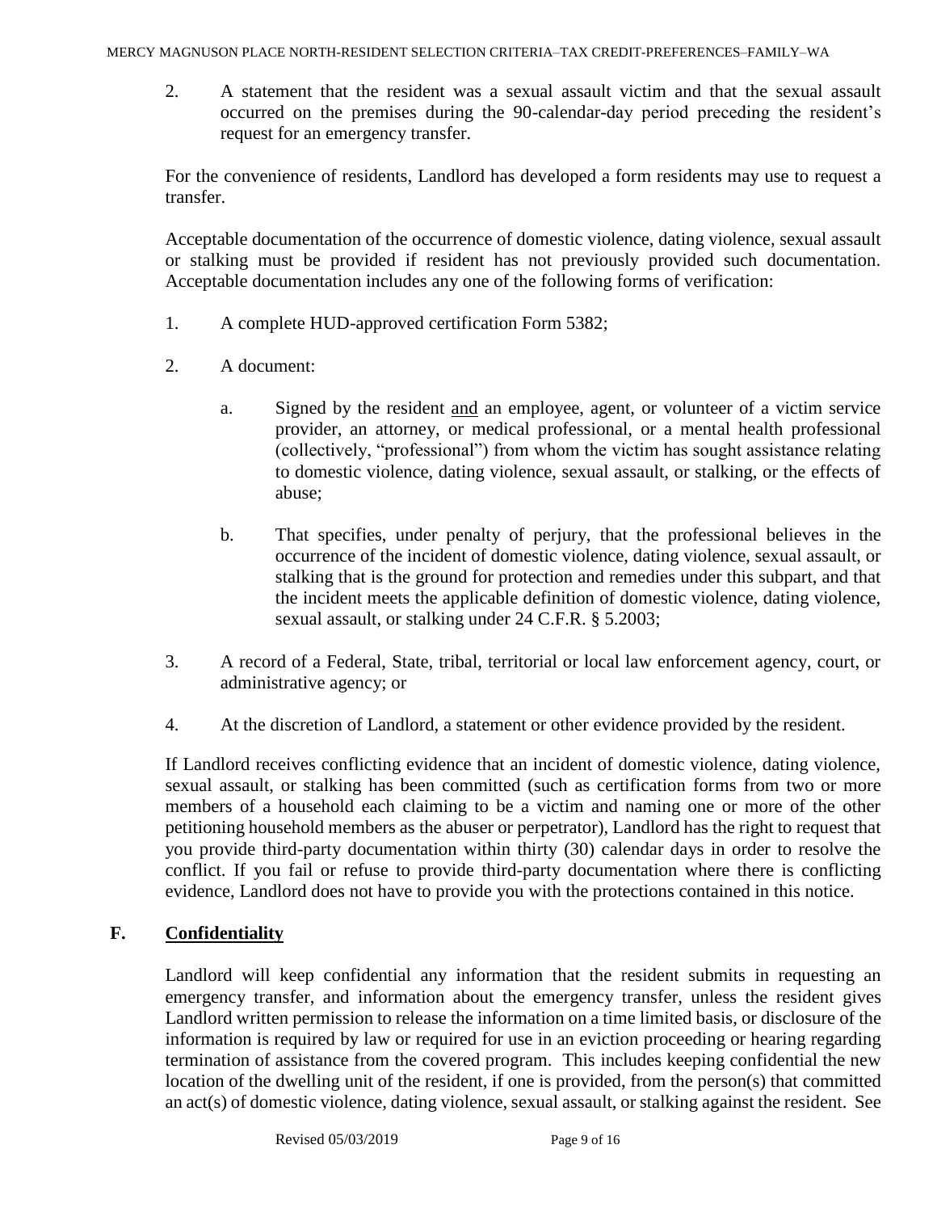2. A statement that the resident was a sexual assault victim and that the sexual assault occurred on the premises during the 90-calendar-day period preceding the resident's request for an emergency transfer.

For the convenience of residents, Landlord has developed a form residents may use to request a transfer.

Acceptable documentation of the occurrence of domestic violence, dating violence, sexual assault or stalking must be provided if resident has not previously provided such documentation. Acceptable documentation includes any one of the following forms of verification:

1. A complete HUD-approved certification Form 5382;

2. A document:

   a. Signed by the resident <u>and</u> an employee, agent, or volunteer of a victim service provider, an attorney, or medical professional, or a mental health professional (collectively, "professional") from whom the victim has sought assistance relating to domestic violence, dating violence, sexual assault, or stalking, or the effects of abuse;

   b. That specifies, under penalty of perjury, that the professional believes in the occurrence of the incident of domestic violence, dating violence, sexual assault, or stalking that is the ground for protection and remedies under this subpart, and that the incident meets the applicable definition of domestic violence, dating violence, sexual assault, or stalking under 24 C.F.R. § 5.2003;

3. A record of a Federal, State, tribal, territorial or local law enforcement agency, court, or administrative agency; or

4. At the discretion of Landlord, a statement or other evidence provided by the resident.

If Landlord receives conflicting evidence that an incident of domestic violence, dating violence, sexual assault, or stalking has been committed (such as certification forms from two or more members of a household each claiming to be a victim and naming one or more of the other petitioning household members as the abuser or perpetrator), Landlord has the right to request that you provide third-party documentation within thirty (30) calendar days in order to resolve the conflict. If you fail or refuse to provide third-party documentation where there is conflicting evidence, Landlord does not have to provide you with the protections contained in this notice.

## F. <u>Confidentiality</u>

Landlord will keep confidential any information that the resident submits in requesting an emergency transfer, and information about the emergency transfer, unless the resident gives Landlord written permission to release the information on a time limited basis, or disclosure of the information is required by law or required for use in an eviction proceeding or hearing regarding termination of assistance from the covered program. This includes keeping confidential the new location of the dwelling unit of the resident, if one is provided, from the person(s) that committed an act(s) of domestic violence, dating violence, sexual assault, or stalking against the resident. See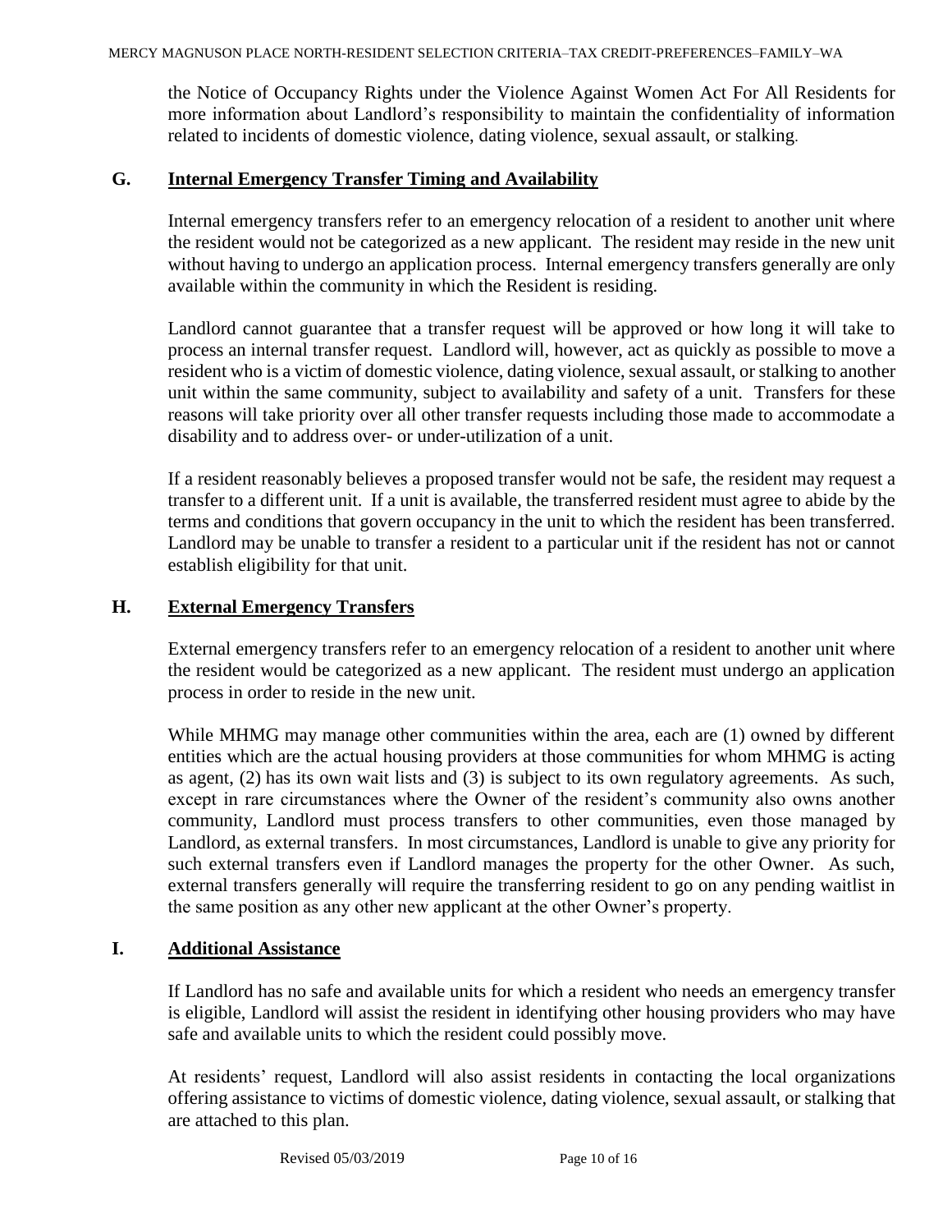the Notice of Occupancy Rights under the Violence Against Women Act For All Residents for more information about Landlord's responsibility to maintain the confidentiality of information related to incidents of domestic violence, dating violence, sexual assault, or stalking.

## G. Internal Emergency Transfer Timing and Availability

Internal emergency transfers refer to an emergency relocation of a resident to another unit where the resident would not be categorized as a new applicant. The resident may reside in the new unit without having to undergo an application process. Internal emergency transfers generally are only available within the community in which the Resident is residing.

Landlord cannot guarantee that a transfer request will be approved or how long it will take to process an internal transfer request. Landlord will, however, act as quickly as possible to move a resident who is a victim of domestic violence, dating violence, sexual assault, or stalking to another unit within the same community, subject to availability and safety of a unit. Transfers for these reasons will take priority over all other transfer requests including those made to accommodate a disability and to address over- or under-utilization of a unit.

If a resident reasonably believes a proposed transfer would not be safe, the resident may request a transfer to a different unit. If a unit is available, the transferred resident must agree to abide by the terms and conditions that govern occupancy in the unit to which the resident has been transferred. Landlord may be unable to transfer a resident to a particular unit if the resident has not or cannot establish eligibility for that unit.

## H. External Emergency Transfers

External emergency transfers refer to an emergency relocation of a resident to another unit where the resident would be categorized as a new applicant. The resident must undergo an application process in order to reside in the new unit.

While MHMG may manage other communities within the area, each are (1) owned by different entities which are the actual housing providers at those communities for whom MHMG is acting as agent, (2) has its own wait lists and (3) is subject to its own regulatory agreements. As such, except in rare circumstances where the Owner of the resident's community also owns another community, Landlord must process transfers to other communities, even those managed by Landlord, as external transfers. In most circumstances, Landlord is unable to give any priority for such external transfers even if Landlord manages the property for the other Owner. As such, external transfers generally will require the transferring resident to go on any pending waitlist in the same position as any other new applicant at the other Owner's property.

## I. Additional Assistance

If Landlord has no safe and available units for which a resident who needs an emergency transfer is eligible, Landlord will assist the resident in identifying other housing providers who may have safe and available units to which the resident could possibly move.

At residents' request, Landlord will also assist residents in contacting the local organizations offering assistance to victims of domestic violence, dating violence, sexual assault, or stalking that are attached to this plan.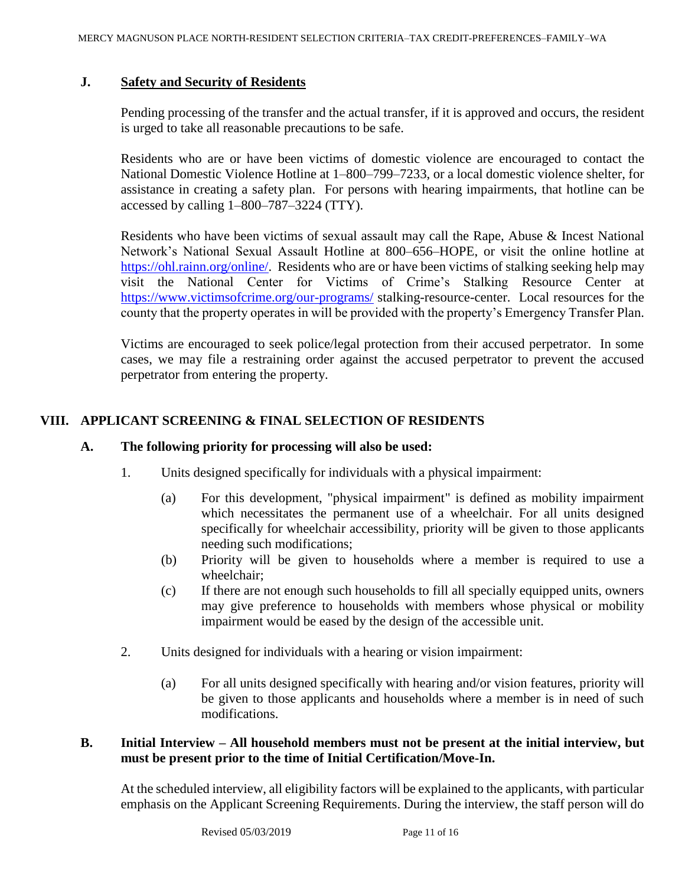### J. Safety and Security of Residents

Pending processing of the transfer and the actual transfer, if it is approved and occurs, the resident is urged to take all reasonable precautions to be safe.

Residents who are or have been victims of domestic violence are encouraged to contact the National Domestic Violence Hotline at 1–800–799–7233, or a local domestic violence shelter, for assistance in creating a safety plan. For persons with hearing impairments, that hotline can be accessed by calling 1–800–787–3224 (TTY).

Residents who have been victims of sexual assault may call the Rape, Abuse & Incest National Network's National Sexual Assault Hotline at 800–656–HOPE, or visit the online hotline at https://ohl.rainn.org/online/. Residents who are or have been victims of stalking seeking help may visit the National Center for Victims of Crime's Stalking Resource Center at https://www.victimsofcrime.org/our-programs/ stalking-resource-center. Local resources for the county that the property operates in will be provided with the property's Emergency Transfer Plan.

Victims are encouraged to seek police/legal protection from their accused perpetrator. In some cases, we may file a restraining order against the accused perpetrator to prevent the accused perpetrator from entering the property.

## VIII. APPLICANT SCREENING & FINAL SELECTION OF RESIDENTS

### A. The following priority for processing will also be used:

1. Units designed specifically for individuals with a physical impairment:
   - (a) For this development, "physical impairment" is defined as mobility impairment which necessitates the permanent use of a wheelchair. For all units designed specifically for wheelchair accessibility, priority will be given to those applicants needing such modifications;
   - (b) Priority will be given to households where a member is required to use a wheelchair;
   - (c) If there are not enough such households to fill all specially equipped units, owners may give preference to households with members whose physical or mobility impairment would be eased by the design of the accessible unit.
2. Units designed for individuals with a hearing or vision impairment:
   - (a) For all units designed specifically with hearing and/or vision features, priority will be given to those applicants and households where a member is in need of such modifications.

### B. Initial Interview – All household members must not be present at the initial interview, but must be present prior to the time of Initial Certification/Move-In.

At the scheduled interview, all eligibility factors will be explained to the applicants, with particular emphasis on the Applicant Screening Requirements. During the interview, the staff person will do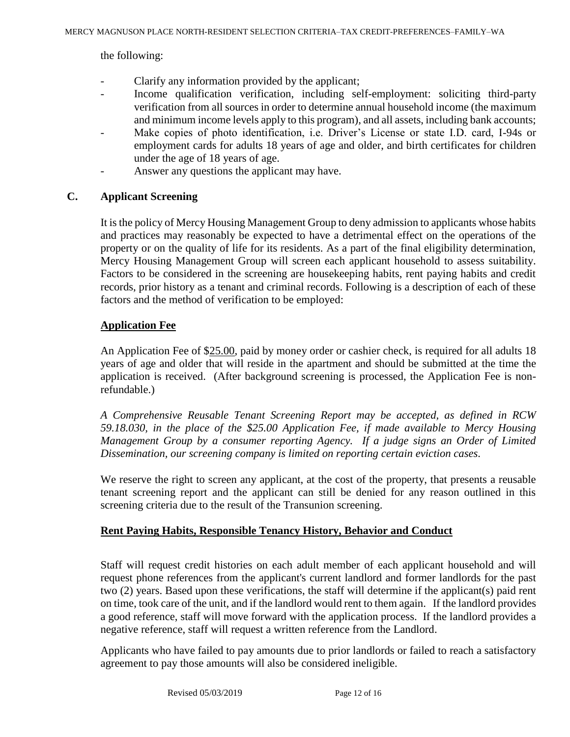the following:

- Clarify any information provided by the applicant;
- Income qualification verification, including self-employment: soliciting third-party verification from all sources in order to determine annual household income (the maximum and minimum income levels apply to this program), and all assets, including bank accounts;
- Make copies of photo identification, i.e. Driver's License or state I.D. card, I-94s or employment cards for adults 18 years of age and older, and birth certificates for children under the age of 18 years of age.
- Answer any questions the applicant may have.

## C. Applicant Screening

It is the policy of Mercy Housing Management Group to deny admission to applicants whose habits and practices may reasonably be expected to have a detrimental effect on the operations of the property or on the quality of life for its residents. As a part of the final eligibility determination, Mercy Housing Management Group will screen each applicant household to assess suitability. Factors to be considered in the screening are housekeeping habits, rent paying habits and credit records, prior history as a tenant and criminal records. Following is a description of each of these factors and the method of verification to be employed:

### Application Fee

An Application Fee of $25.00, paid by money order or cashier check, is required for all adults 18 years of age and older that will reside in the apartment and should be submitted at the time the application is received. (After background screening is processed, the Application Fee is non-refundable.)

*A Comprehensive Reusable Tenant Screening Report may be accepted, as defined in RCW 59.18.030, in the place of the $25.00 Application Fee, if made available to Mercy Housing Management Group by a consumer reporting Agency. If a judge signs an Order of Limited Dissemination, our screening company is limited on reporting certain eviction cases.*

We reserve the right to screen any applicant, at the cost of the property, that presents a reusable tenant screening report and the applicant can still be denied for any reason outlined in this screening criteria due to the result of the Transunion screening.

### Rent Paying Habits, Responsible Tenancy History, Behavior and Conduct

Staff will request credit histories on each adult member of each applicant household and will request phone references from the applicant's current landlord and former landlords for the past two (2) years. Based upon these verifications, the staff will determine if the applicant(s) paid rent on time, took care of the unit, and if the landlord would rent to them again. If the landlord provides a good reference, staff will move forward with the application process. If the landlord provides a negative reference, staff will request a written reference from the Landlord.

Applicants who have failed to pay amounts due to prior landlords or failed to reach a satisfactory agreement to pay those amounts will also be considered ineligible.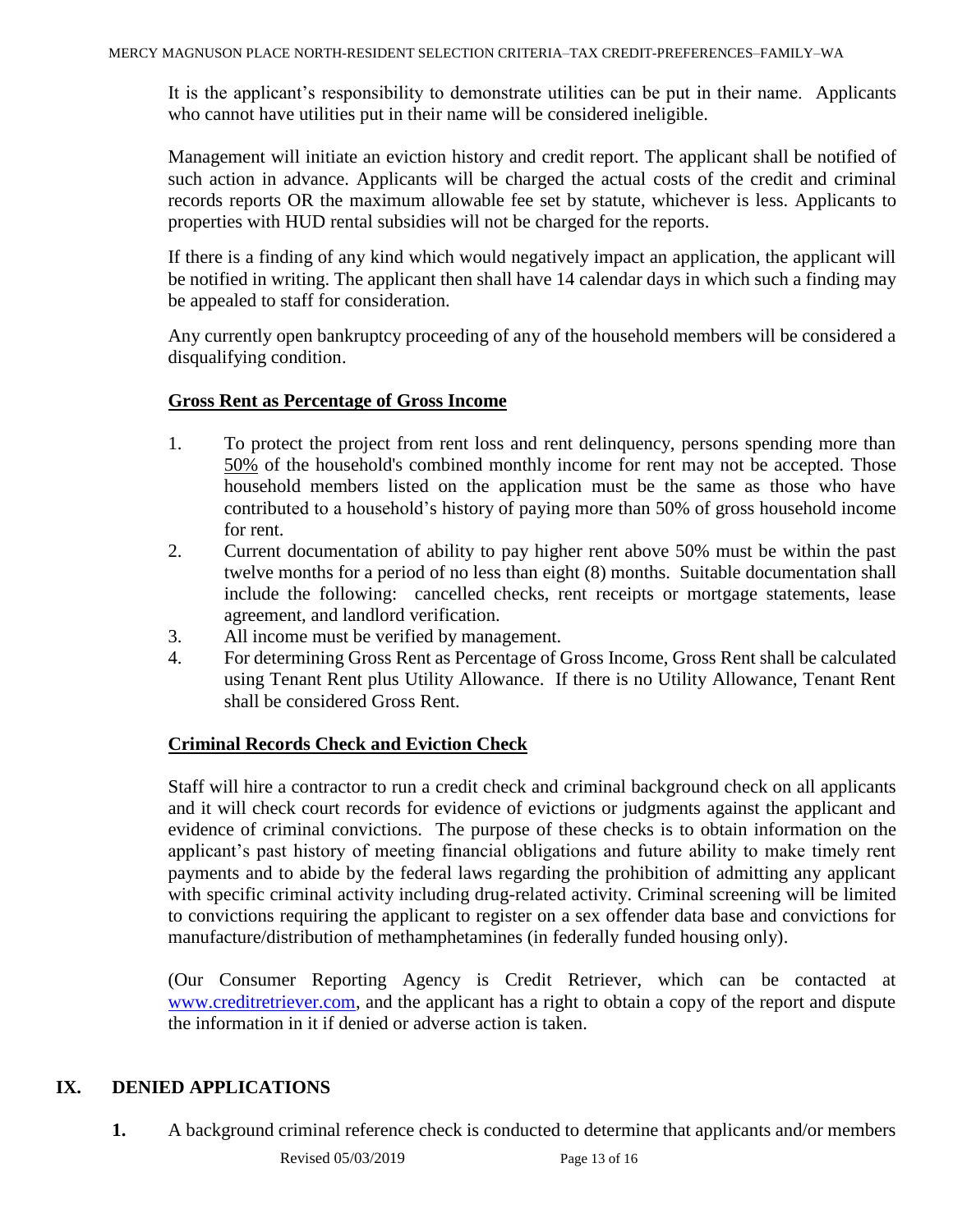It is the applicant's responsibility to demonstrate utilities can be put in their name. Applicants who cannot have utilities put in their name will be considered ineligible.

Management will initiate an eviction history and credit report. The applicant shall be notified of such action in advance. Applicants will be charged the actual costs of the credit and criminal records reports OR the maximum allowable fee set by statute, whichever is less. Applicants to properties with HUD rental subsidies will not be charged for the reports.

If there is a finding of any kind which would negatively impact an application, the applicant will be notified in writing. The applicant then shall have 14 calendar days in which such a finding may be appealed to staff for consideration.

Any currently open bankruptcy proceeding of any of the household members will be considered a disqualifying condition.

**Gross Rent as Percentage of Gross Income**

1. To protect the project from rent loss and rent delinquency, persons spending more than 50% of the household's combined monthly income for rent may not be accepted. Those household members listed on the application must be the same as those who have contributed to a household's history of paying more than 50% of gross household income for rent.
2. Current documentation of ability to pay higher rent above 50% must be within the past twelve months for a period of no less than eight (8) months. Suitable documentation shall include the following: cancelled checks, rent receipts or mortgage statements, lease agreement, and landlord verification.
3. All income must be verified by management.
4. For determining Gross Rent as Percentage of Gross Income, Gross Rent shall be calculated using Tenant Rent plus Utility Allowance. If there is no Utility Allowance, Tenant Rent shall be considered Gross Rent.

**Criminal Records Check and Eviction Check**

Staff will hire a contractor to run a credit check and criminal background check on all applicants and it will check court records for evidence of evictions or judgments against the applicant and evidence of criminal convictions. The purpose of these checks is to obtain information on the applicant's past history of meeting financial obligations and future ability to make timely rent payments and to abide by the federal laws regarding the prohibition of admitting any applicant with specific criminal activity including drug-related activity. Criminal screening will be limited to convictions requiring the applicant to register on a sex offender data base and convictions for manufacture/distribution of methamphetamines (in federally funded housing only).

(Our Consumer Reporting Agency is Credit Retriever, which can be contacted at www.creditretriever.com, and the applicant has a right to obtain a copy of the report and dispute the information in it if denied or adverse action is taken.

## IX. DENIED APPLICATIONS

**1.** A background criminal reference check is conducted to determine that applicants and/or members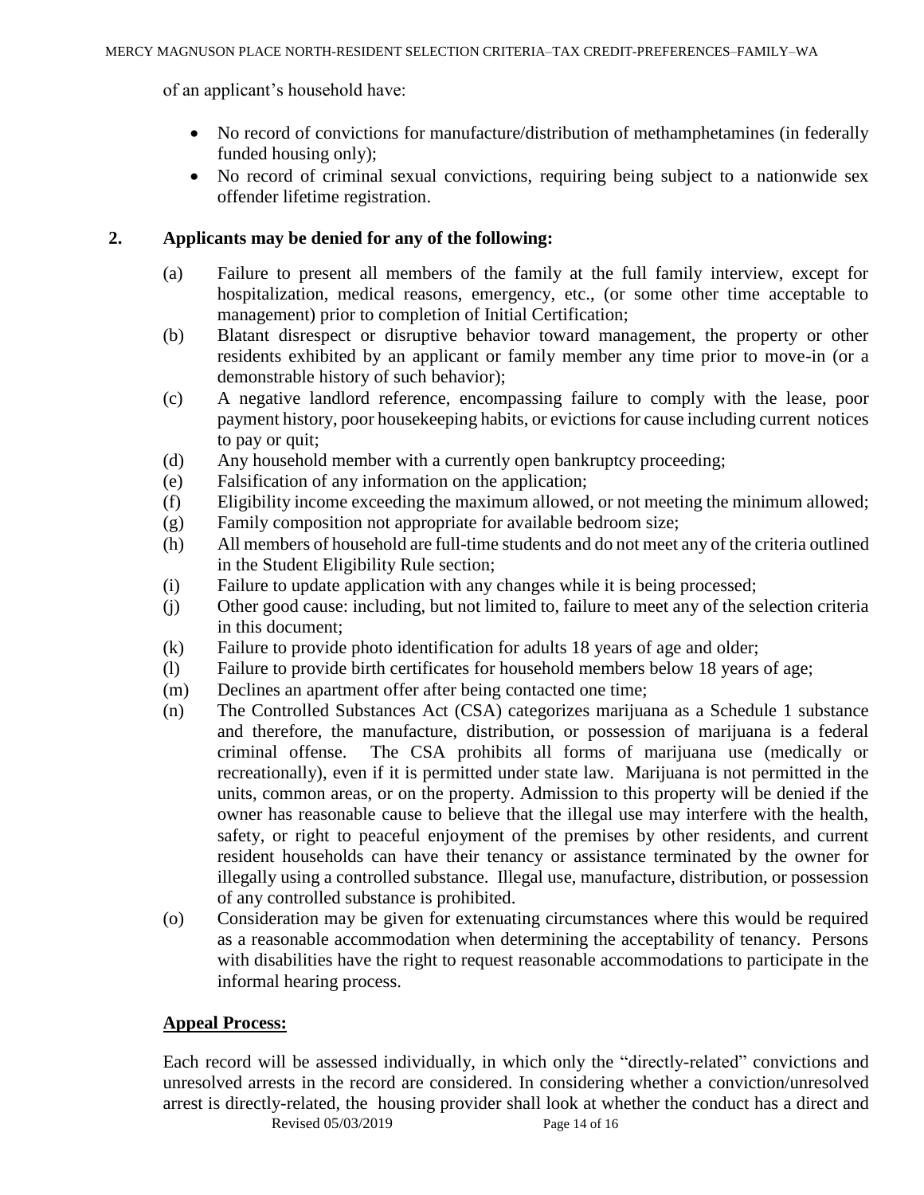of an applicant's household have:

- No record of convictions for manufacture/distribution of methamphetamines (in federally funded housing only);
- No record of criminal sexual convictions, requiring being subject to a nationwide sex offender lifetime registration.

**2. Applicants may be denied for any of the following:**

(a) Failure to present all members of the family at the full family interview, except for hospitalization, medical reasons, emergency, etc., (or some other time acceptable to management) prior to completion of Initial Certification;

(b) Blatant disrespect or disruptive behavior toward management, the property or other residents exhibited by an applicant or family member any time prior to move-in (or a demonstrable history of such behavior);

(c) A negative landlord reference, encompassing failure to comply with the lease, poor payment history, poor housekeeping habits, or evictions for cause including current notices to pay or quit;

(d) Any household member with a currently open bankruptcy proceeding;

(e) Falsification of any information on the application;

(f) Eligibility income exceeding the maximum allowed, or not meeting the minimum allowed;

(g) Family composition not appropriate for available bedroom size;

(h) All members of household are full-time students and do not meet any of the criteria outlined in the Student Eligibility Rule section;

(i) Failure to update application with any changes while it is being processed;

(j) Other good cause: including, but not limited to, failure to meet any of the selection criteria in this document;

(k) Failure to provide photo identification for adults 18 years of age and older;

(l) Failure to provide birth certificates for household members below 18 years of age;

(m) Declines an apartment offer after being contacted one time;

(n) The Controlled Substances Act (CSA) categorizes marijuana as a Schedule 1 substance and therefore, the manufacture, distribution, or possession of marijuana is a federal criminal offense. The CSA prohibits all forms of marijuana use (medically or recreationally), even if it is permitted under state law. Marijuana is not permitted in the units, common areas, or on the property. Admission to this property will be denied if the owner has reasonable cause to believe that the illegal use may interfere with the health, safety, or right to peaceful enjoyment of the premises by other residents, and current resident households can have their tenancy or assistance terminated by the owner for illegally using a controlled substance. Illegal use, manufacture, distribution, or possession of any controlled substance is prohibited.

(o) Consideration may be given for extenuating circumstances where this would be required as a reasonable accommodation when determining the acceptability of tenancy. Persons with disabilities have the right to request reasonable accommodations to participate in the informal hearing process.

**<u>Appeal Process:</u>**

Each record will be assessed individually, in which only the "directly-related" convictions and unresolved arrests in the record are considered. In considering whether a conviction/unresolved arrest is directly-related, the housing provider shall look at whether the conduct has a direct and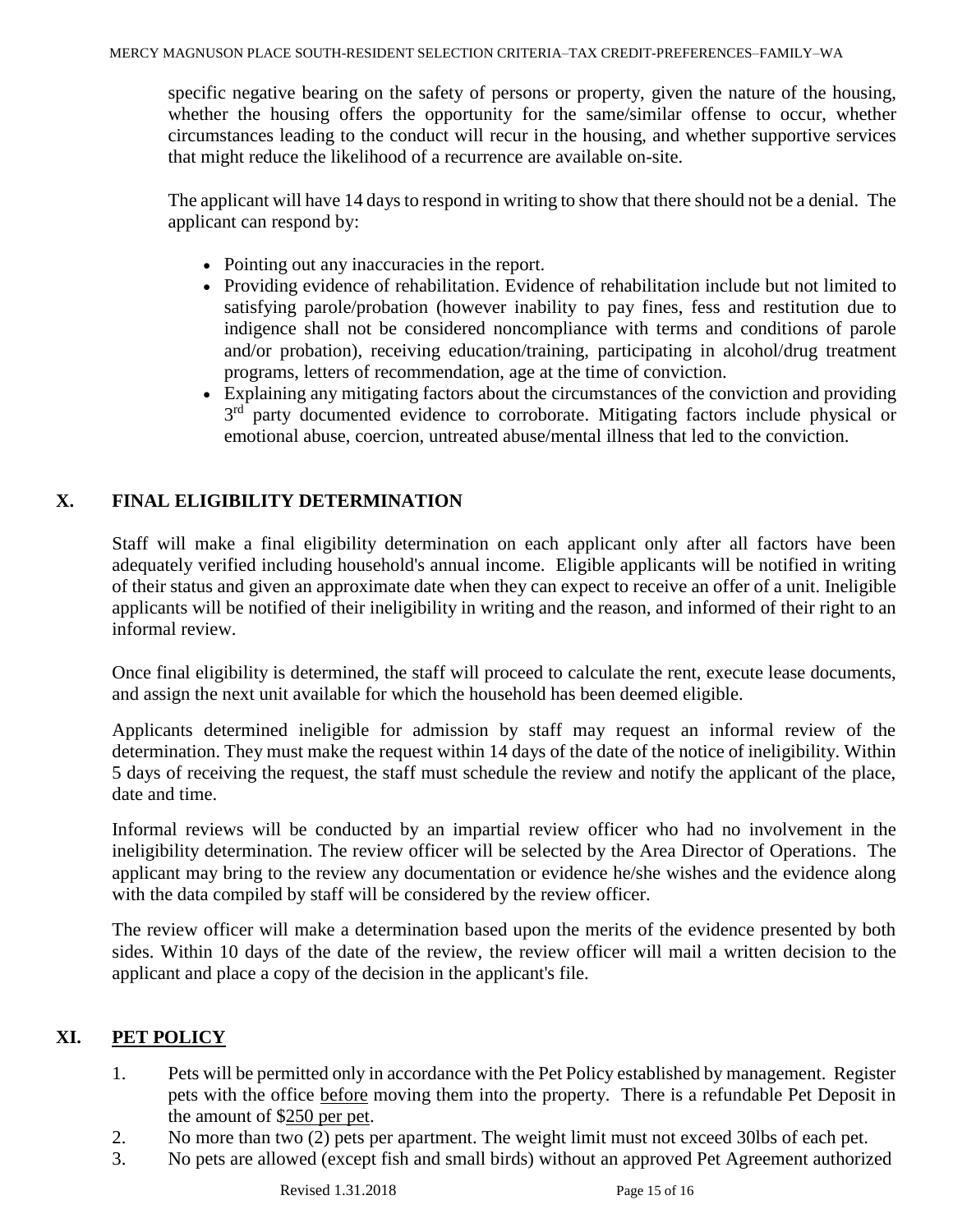specific negative bearing on the safety of persons or property, given the nature of the housing, whether the housing offers the opportunity for the same/similar offense to occur, whether circumstances leading to the conduct will recur in the housing, and whether supportive services that might reduce the likelihood of a recurrence are available on-site.

The applicant will have 14 days to respond in writing to show that there should not be a denial. The applicant can respond by:

- Pointing out any inaccuracies in the report.
- Providing evidence of rehabilitation. Evidence of rehabilitation include but not limited to satisfying parole/probation (however inability to pay fines, fess and restitution due to indigence shall not be considered noncompliance with terms and conditions of parole and/or probation), receiving education/training, participating in alcohol/drug treatment programs, letters of recommendation, age at the time of conviction.
- Explaining any mitigating factors about the circumstances of the conviction and providing 3rd party documented evidence to corroborate. Mitigating factors include physical or emotional abuse, coercion, untreated abuse/mental illness that led to the conviction.

## X. FINAL ELIGIBILITY DETERMINATION

Staff will make a final eligibility determination on each applicant only after all factors have been adequately verified including household's annual income. Eligible applicants will be notified in writing of their status and given an approximate date when they can expect to receive an offer of a unit. Ineligible applicants will be notified of their ineligibility in writing and the reason, and informed of their right to an informal review.

Once final eligibility is determined, the staff will proceed to calculate the rent, execute lease documents, and assign the next unit available for which the household has been deemed eligible.

Applicants determined ineligible for admission by staff may request an informal review of the determination. They must make the request within 14 days of the date of the notice of ineligibility. Within 5 days of receiving the request, the staff must schedule the review and notify the applicant of the place, date and time.

Informal reviews will be conducted by an impartial review officer who had no involvement in the ineligibility determination. The review officer will be selected by the Area Director of Operations. The applicant may bring to the review any documentation or evidence he/she wishes and the evidence along with the data compiled by staff will be considered by the review officer.

The review officer will make a determination based upon the merits of the evidence presented by both sides. Within 10 days of the date of the review, the review officer will mail a written decision to the applicant and place a copy of the decision in the applicant's file.

## XI. PET POLICY

1. Pets will be permitted only in accordance with the Pet Policy established by management. Register pets with the office before moving them into the property. There is a refundable Pet Deposit in the amount of $250 per pet.
2. No more than two (2) pets per apartment. The weight limit must not exceed 30lbs of each pet.
3. No pets are allowed (except fish and small birds) without an approved Pet Agreement authorized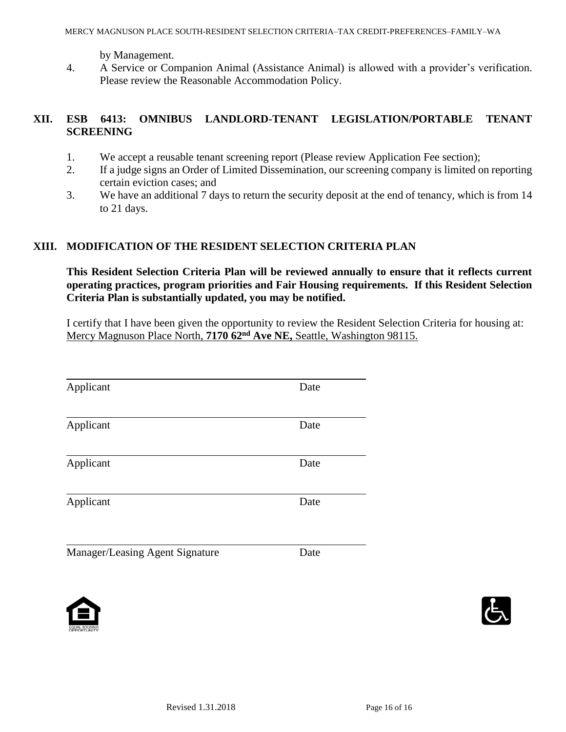by Management.

4. A Service or Companion Animal (Assistance Animal) is allowed with a provider's verification. Please review the Reasonable Accommodation Policy.

## XII. ESB 6413: OMNIBUS LANDLORD-TENANT LEGISLATION/PORTABLE TENANT SCREENING

1. We accept a reusable tenant screening report (Please review Application Fee section);
2. If a judge signs an Order of Limited Dissemination, our screening company is limited on reporting certain eviction cases; and
3. We have an additional 7 days to return the security deposit at the end of tenancy, which is from 14 to 21 days.

## XIII. MODIFICATION OF THE RESIDENT SELECTION CRITERIA PLAN

**This Resident Selection Criteria Plan will be reviewed annually to ensure that it reflects current operating practices, program priorities and Fair Housing requirements. If this Resident Selection Criteria Plan is substantially updated, you may be notified.**

I certify that I have been given the opportunity to review the Resident Selection Criteria for housing at: Mercy Magnuson Place North, **7170 62nd Ave NE,** Seattle, Washington 98115.

Applicant Date

Applicant Date

Applicant Date

Applicant Date

Manager/Leasing Agent Signature Date

Revised 1.31.2018